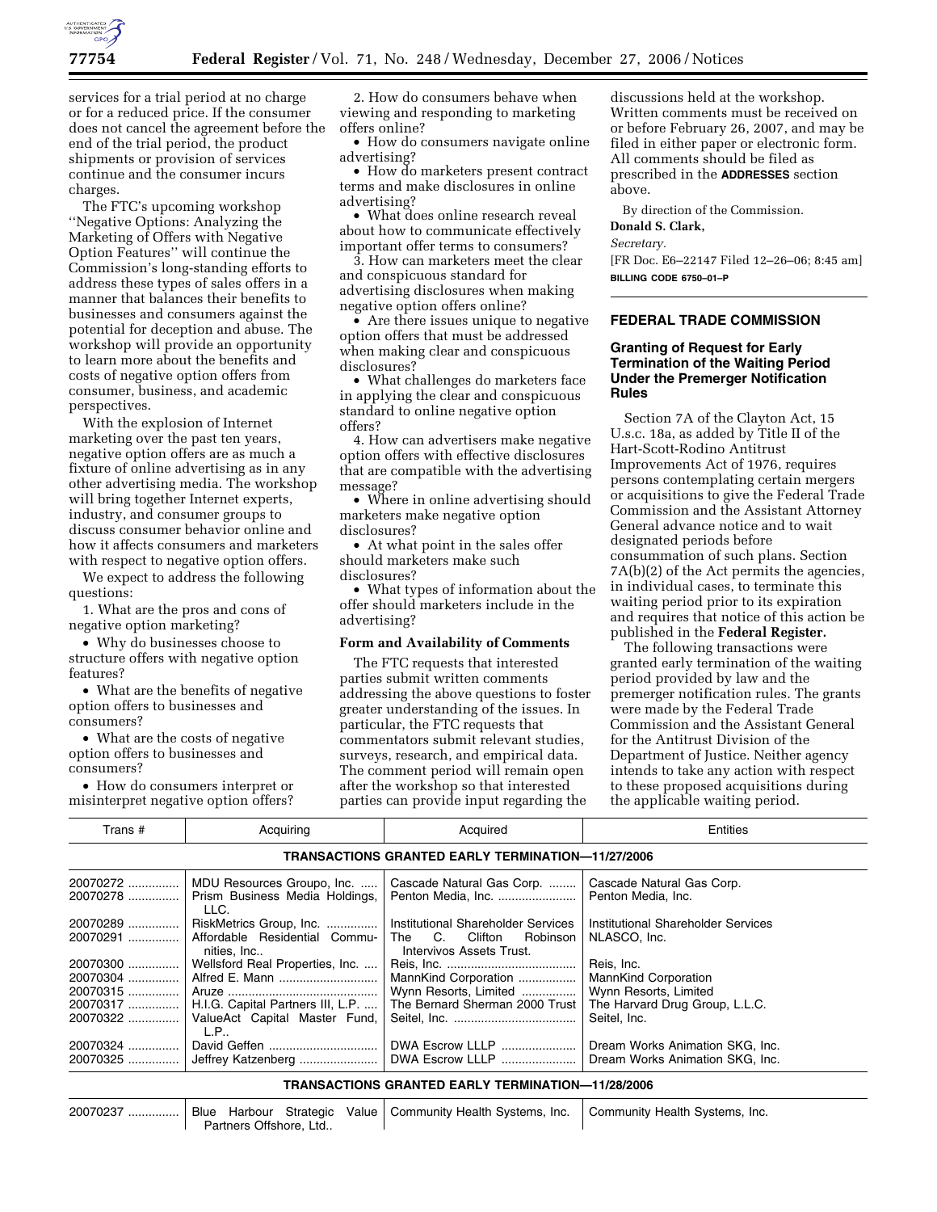services for a trial period at no charge or for a reduced price. If the consumer does not cancel the agreement before the end of the trial period, the product shipments or provision of services continue and the consumer incurs charges.

The FTC's upcoming workshop ''Negative Options: Analyzing the Marketing of Offers with Negative Option Features'' will continue the Commission's long-standing efforts to address these types of sales offers in a manner that balances their benefits to businesses and consumers against the potential for deception and abuse. The workshop will provide an opportunity to learn more about the benefits and costs of negative option offers from consumer, business, and academic perspectives.

With the explosion of Internet marketing over the past ten years, negative option offers are as much a fixture of online advertising as in any other advertising media. The workshop will bring together Internet experts, industry, and consumer groups to discuss consumer behavior online and how it affects consumers and marketers with respect to negative option offers.

We expect to address the following questions:

1. What are the pros and cons of negative option marketing?

- Why do businesses choose to structure offers with negative option features?
- What are the benefits of negative option offers to businesses and consumers?
- What are the costs of negative option offers to businesses and consumers?
- How do consumers interpret or misinterpret negative option offers?

2. How do consumers behave when viewing and responding to marketing offers online?

- How do consumers navigate online advertising?
- How do marketers present contract terms and make disclosures in online advertising?
- What does online research reveal about how to communicate effectively important offer terms to consumers?

3. How can marketers meet the clear and conspicuous standard for advertising disclosures when making negative option offers online?

- Are there issues unique to negative option offers that must be addressed when making clear and conspicuous disclosures?
- What challenges do marketers face in applying the clear and conspicuous standard to online negative option offers?

4. How can advertisers make negative option offers with effective disclosures that are compatible with the advertising message?

- Where in online advertising should marketers make negative option disclosures?
- At what point in the sales offer should marketers make such disclosures?
- What types of information about the offer should marketers include in the advertising?

**Form and Availability of Comments**

The FTC requests that interested parties submit written comments addressing the above questions to foster greater understanding of the issues. In particular, the FTC requests that commentators submit relevant studies, surveys, research, and empirical data. The comment period will remain open after the workshop so that interested parties can provide input regarding the discussions held at the workshop. Written comments must be received on or before February 26, 2007, and may be filed in either paper or electronic form. All comments should be filed as prescribed in the **ADDRESSES** section above.

By direction of the Commission.

**Donald S. Clark,**

*Secretary.*

[FR Doc. E6–22147 Filed 12–26–06; 8:45 am]

**BILLING CODE 6750–01–P**

## FEDERAL TRADE COMMISSION

### Granting of Request for Early Termination of the Waiting Period Under the Premerger Notification Rules

Section 7A of the Clayton Act, 15 U.s.c. 18a, as added by Title II of the Hart-Scott-Rodino Antitrust Improvements Act of 1976, requires persons contemplating certain mergers or acquisitions to give the Federal Trade Commission and the Assistant Attorney General advance notice and to wait designated periods before consummation of such plans. Section 7A(b)(2) of the Act permits the agencies, in individual cases, to terminate this waiting period prior to its expiration and requires that notice of this action be published in the **Federal Register.**

The following transactions were granted early termination of the waiting period provided by law and the premerger notification rules. The grants were made by the Federal Trade Commission and the Assistant General for the Antitrust Division of the Department of Justice. Neither agency intends to take any action with respect to these proposed acquisitions during the applicable waiting period.

| Trans # | Acquiring | Acquired | Entities |
|---|---|---|---|
| **TRANSACTIONS GRANTED EARLY TERMINATION—11/27/2006** | | | |
| 20070272 | MDU Resources Groupo, Inc. | Cascade Natural Gas Corp. | Cascade Natural Gas Corp. |
| 20070278 | Prism Business Media Holdings, LLC. | Penton Media, Inc. | Penton Media, Inc. |
| 20070289 | RiskMetrics Group, Inc. | Institutional Shareholder Services | Institutional Shareholder Services |
| 20070291 | Affordable Residential Communities, Inc.. | The C. Clifton Robinson Intervivos Assets Trust. | NLASCO, Inc. |
| 20070300 | Wellsford Real Properties, Inc. | Reis, Inc. | Reis, Inc. |
| 20070304 | Alfred E. Mann | MannKind Corporation | MannKind Corporation |
| 20070315 | Aruze | Wynn Resorts, Limited | Wynn Resorts, Limited |
| 20070317 | H.I.G. Capital Partners III, L.P. | The Bernard Sherman 2000 Trust | The Harvard Drug Group, L.L.C. |
| 20070322 | ValueAct Capital Master Fund, L.P.. | Seitel, Inc. | Seitel, Inc. |
| 20070324 | David Geffen | DWA Escrow LLLP | Dream Works Animation SKG, Inc. |
| 20070325 | Jeffrey Katzenberg | DWA Escrow LLLP | Dream Works Animation SKG, Inc. |
| **TRANSACTIONS GRANTED EARLY TERMINATION—11/28/2006** | | | |
| 20070237 | Blue Harbour Strategic Value Partners Offshore, Ltd.. | Community Health Systems, Inc. | Community Health Systems, Inc. |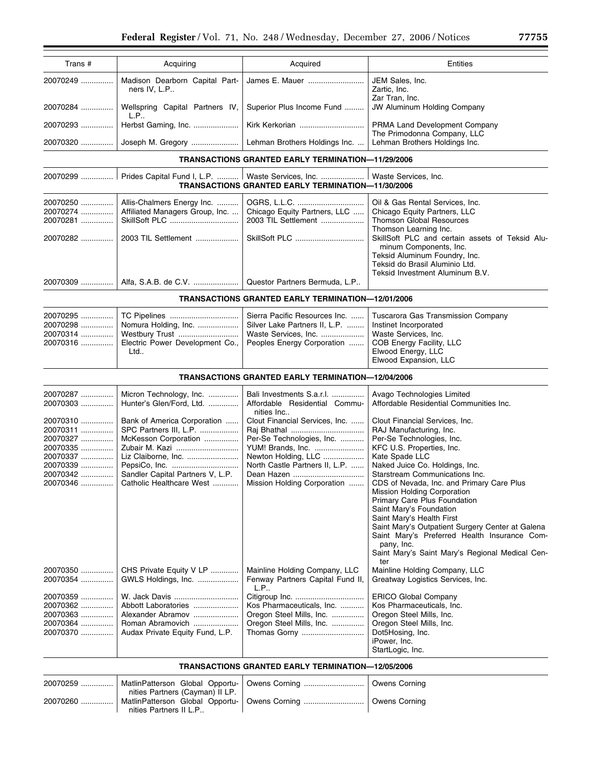| Trans # | Acquiring | Acquired | Entities |
|---|---|---|---|
| 20070249 | Madison Dearborn Capital Partners IV, L.P.. | James E. Mauer | JEM Sales, Inc.<br>Zartic, Inc.<br>Zar Tran, Inc. |
| 20070284 | Wellspring Capital Partners IV, L.P.. | Superior Plus Income Fund | JW Aluminum Holding Company |
| 20070293 | Herbst Gaming, Inc. | Kirk Kerkorian | PRMA Land Development Company<br>The Primodonna Company, LLC |
| 20070320 | Joseph M. Gregory | Lehman Brothers Holdings Inc. | Lehman Brothers Holdings Inc. |

**TRANSACTIONS GRANTED EARLY TERMINATION—11/29/2006**

| Trans # | Acquiring | Acquired | Entities |
|---|---|---|---|
| 20070299 | Prides Capital Fund I, L.P. | Waste Services, Inc. | Waste Services, Inc. |

**TRANSACTIONS GRANTED EARLY TERMINATION—11/30/2006**

| Trans # | Acquiring | Acquired | Entities |
|---|---|---|---|
| 20070250 | Allis-Chalmers Energy Inc. | OGRS, L.L.C. | Oil & Gas Rental Services, Inc. |
| 20070274 | Affiliated Managers Group, Inc. | Chicago Equity Partners, LLC | Chicago Equity Partners, LLC |
| 20070281 | SkillSoft PLC | 2003 TIL Settlement | Thomson Global Resources<br>Thomson Learning Inc. |
| 20070282 | 2003 TIL Settlement | SkillSoft PLC | SkillSoft PLC and certain assets of Teksid Aluminum Components, Inc.<br>Teksid Aluminum Foundry, Inc.<br>Teksid do Brasil Aluminio Ltd.<br>Teksid Investment Aluminum B.V. |
| 20070309 | Alfa, S.A.B. de C.V. | Questor Partners Bermuda, L.P.. | |

**TRANSACTIONS GRANTED EARLY TERMINATION—12/01/2006**

| Trans # | Acquiring | Acquired | Entities |
|---|---|---|---|
| 20070295 | TC Pipelines | Sierra Pacific Resources Inc. | Tuscarora Gas Transmission Company |
| 20070298 | Nomura Holding, Inc. | Silver Lake Partners II, L.P. | Instinet Incorporated |
| 20070314 | Westbury Trust | Waste Services, Inc. | Waste Services, Inc. |
| 20070316 | Electric Power Development Co., Ltd.. | Peoples Energy Corporation | COB Energy Facility, LLC<br>Elwood Energy, LLC<br>Elwood Expansion, LLC |

**TRANSACTIONS GRANTED EARLY TERMINATION—12/04/2006**

| Trans # | Acquiring | Acquired | Entities |
|---|---|---|---|
| 20070287 | Micron Technology, Inc. | Bali Investments S.a.r.l. | Avago Technologies Limited |
| 20070303 | Hunter's Glen/Ford, Ltd. | Affordable Residential Communities Inc.. | Affordable Residential Communities Inc. |
| 20070310 | Bank of America Corporation | Clout Financial Services, Inc. | Clout Financial Services, Inc. |
| 20070311 | SPC Partners III, L.P. | Raj Bhathal | RAJ Manufacturing, Inc. |
| 20070327 | McKesson Corporation | Per-Se Technologies, Inc. | Per-Se Technologies, Inc. |
| 20070335 | Zubair M. Kazi | YUM! Brands, Inc. | KFC U.S. Properties, Inc. |
| 20070337 | Liz Claiborne, Inc. | Newton Holding, LLC | Kate Spade LLC |
| 20070339 | PepsiCo, Inc. | North Castle Partners II, L.P. | Naked Juice Co. Holdings, Inc. |
| 20070342 | Sandler Capital Partners V, L.P. | Dean Hazen | Starstream Communications Inc. |
| 20070346 | Catholic Healthcare West | Mission Holding Corporation | CDS of Nevada, Inc. and Primary Care Plus<br>Mission Holding Corporation<br>Primary Care Plus Foundation<br>Saint Mary's Foundation<br>Saint Mary's Health First<br>Saint Mary's Outpatient Surgery Center at Galena<br>Saint Mary's Preferred Health Insurance Company, Inc.<br>Saint Mary's Saint Mary's Regional Medical Center |
| 20070350 | CHS Private Equity V LP | Mainline Holding Company, LLC | Mainline Holding Company, LLC |
| 20070354 | GWLS Holdings, Inc. | Fenway Partners Capital Fund II, L.P.. | Greatway Logistics Services, Inc. |
| 20070359 | W. Jack Davis | Citigroup Inc. | ERICO Global Company |
| 20070362 | Abbott Laboratories | Kos Pharmaceuticals, Inc. | Kos Pharmaceuticals, Inc. |
| 20070363 | Alexander Abramov | Oregon Steel Mills, Inc. | Oregon Steel Mills, Inc. |
| 20070364 | Roman Abramovich | Oregon Steel Mills, Inc. | Oregon Steel Mills, Inc. |
| 20070370 | Audax Private Equity Fund, L.P. | Thomas Gorny | Dot5Hosing, Inc.<br>iPower, Inc.<br>StartLogic, Inc. |

**TRANSACTIONS GRANTED EARLY TERMINATION—12/05/2006**

| Trans # | Acquiring | Acquired | Entities |
|---|---|---|---|
| 20070259 | MatlinPatterson Global Opportunities Partners (Cayman) II LP. | Owens Corning | Owens Corning |
| 20070260 | MatlinPatterson Global Opportunities Partners II L.P.. | Owens Corning | Owens Corning |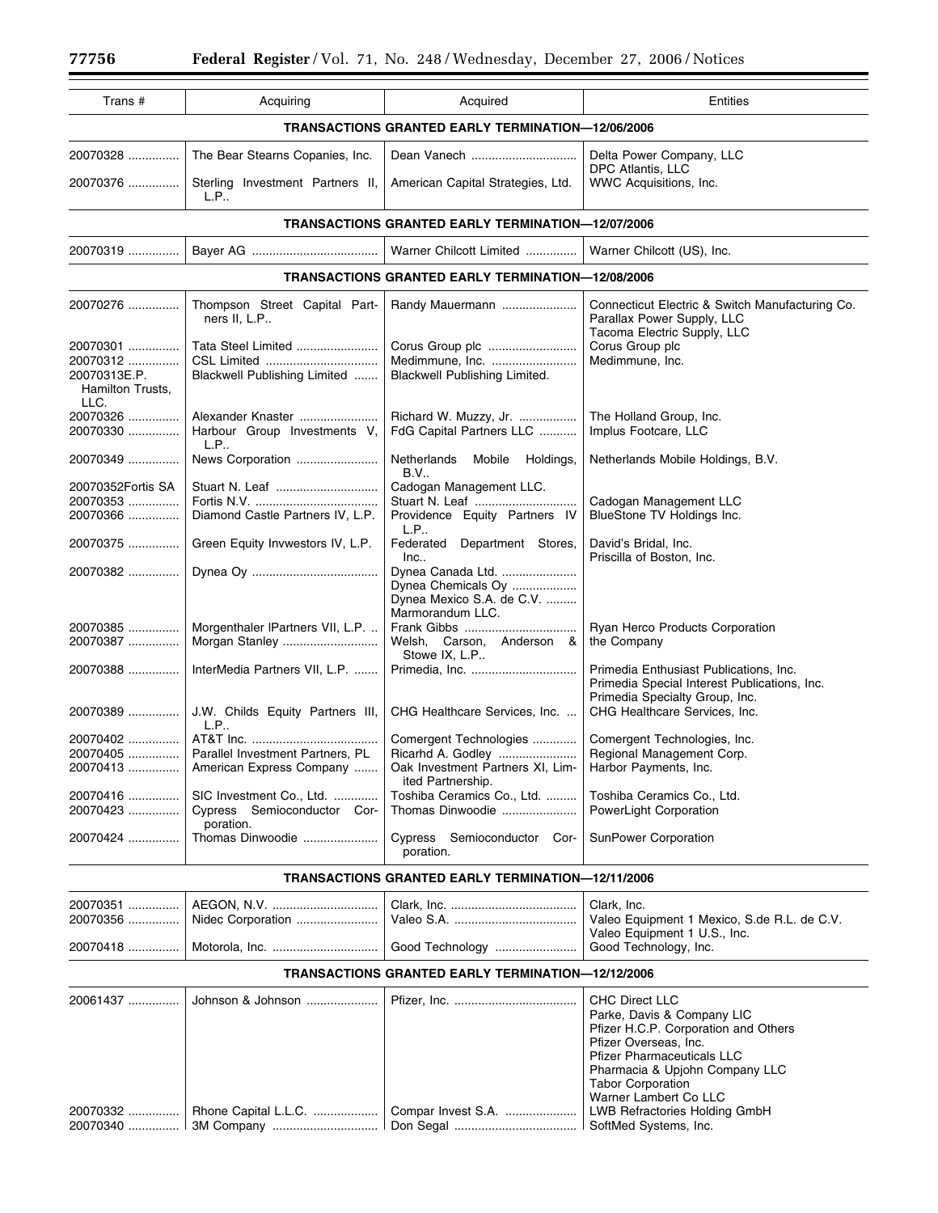| Trans # | Acquiring | Acquired | Entities |
|---|---|---|---|
| **TRANSACTIONS GRANTED EARLY TERMINATION—12/06/2006** | | | |
| 20070328 | The Bear Stearns Copanies, Inc. | Dean Vanech | Delta Power Company, LLC<br>DPC Atlantis, LLC |
| 20070376 | Sterling Investment Partners II, L.P.. | American Capital Strategies, Ltd. | WWC Acquisitions, Inc. |
| **TRANSACTIONS GRANTED EARLY TERMINATION—12/07/2006** | | | |
| 20070319 | Bayer AG | Warner Chilcott Limited | Warner Chilcott (US), Inc. |
| **TRANSACTIONS GRANTED EARLY TERMINATION—12/08/2006** | | | |
| 20070276 | Thompson Street Capital Partners II, L.P.. | Randy Mauermann | Connecticut Electric & Switch Manufacturing Co.<br>Parallax Power Supply, LLC<br>Tacoma Electric Supply, LLC |
| 20070301 | Tata Steel Limited | Corus Group plc | Corus Group plc |
| 20070312 | CSL Limited | Medimmune, Inc. | Medimmune, Inc. |
| 20070313E.P. Hamilton Trusts, LLC. | Blackwell Publishing Limited | Blackwell Publishing Limited. | |
| 20070326 | Alexander Knaster | Richard W. Muzzy, Jr. | The Holland Group, Inc. |
| 20070330 | Harbour Group Investments V, L.P.. | FdG Capital Partners LLC | Implus Footcare, LLC |
| 20070349 | News Corporation | Netherlands Mobile Holdings, B.V.. | Netherlands Mobile Holdings, B.V. |
| 20070352Fortis SA | Stuart N. Leaf | Cadogan Management LLC. | |
| 20070353 | Fortis N.V. | Stuart N. Leaf | Cadogan Management LLC |
| 20070366 | Diamond Castle Partners IV, L.P. | Providence Equity Partners IV L.P.. | BlueStone TV Holdings Inc. |
| 20070375 | Green Equity Invwestors IV, L.P. | Federated Department Stores, Inc.. | David's Bridal, Inc.<br>Priscilla of Boston, Inc. |
| 20070382 | Dynea Oy | Dynea Canada Ltd.<br>Dynea Chemicals Oy<br>Dynea Mexico S.A. de C.V.<br>Marmorandum LLC. | |
| 20070385 | Morgenthaler lPartners VII, L.P. .. | Frank Gibbs | Ryan Herco Products Corporation |
| 20070387 | Morgan Stanley | Welsh, Carson, Anderson & Stowe IX, L.P.. | the Company |
| 20070388 | InterMedia Partners VII, L.P. | Primedia, Inc. | Primedia Enthusiast Publications, Inc.<br>Primedia Special Interest Publications, Inc.<br>Primedia Specialty Group, Inc. |
| 20070389 | J.W. Childs Equity Partners III, L.P.. | CHG Healthcare Services, Inc. | CHG Healthcare Services, Inc. |
| 20070402 | AT&T Inc. | Comergent Technologies | Comergent Technologies, Inc. |
| 20070405 | Parallel Investment Partners, PL | Ricarhd A. Godley | Regional Management Corp. |
| 20070413 | American Express Company | Oak Investment Partners XI, Limited Partnership. | Harbor Payments, Inc. |
| 20070416 | SIC Investment Co., Ltd. | Toshiba Ceramics Co., Ltd. | Toshiba Ceramics Co., Ltd. |
| 20070423 | Cypress Semioconductor Corporation. | Thomas Dinwoodie | PowerLight Corporation |
| 20070424 | Thomas Dinwoodie | Cypress Semioconductor Corporation. | SunPower Corporation |
| **TRANSACTIONS GRANTED EARLY TERMINATION—12/11/2006** | | | |
| 20070351 | AEGON, N.V. | Clark, Inc. | Clark, Inc. |
| 20070356 | Nidec Corporation | Valeo S.A. | Valeo Equipment 1 Mexico, S.de R.L. de C.V.<br>Valeo Equipment 1 U.S., Inc. |
| 20070418 | Motorola, Inc. | Good Technology | Good Technology, Inc. |
| **TRANSACTIONS GRANTED EARLY TERMINATION—12/12/2006** | | | |
| 20061437 | Johnson & Johnson | Pfizer, Inc. | CHC Direct LLC<br>Parke, Davis & Company LIC<br>Pfizer H.C.P. Corporation and Others<br>Pfizer Overseas, Inc.<br>Pfizer Pharmaceuticals LLC<br>Pharmacia & Upjohn Company LLC<br>Tabor Corporation<br>Warner Lambert Co LLC |
| 20070332 | Rhone Capital L.L.C. | Compar Invest S.A. | LWB Refractories Holding GmbH |
| 20070340 | 3M Company | Don Segal | SoftMed Systems, Inc. |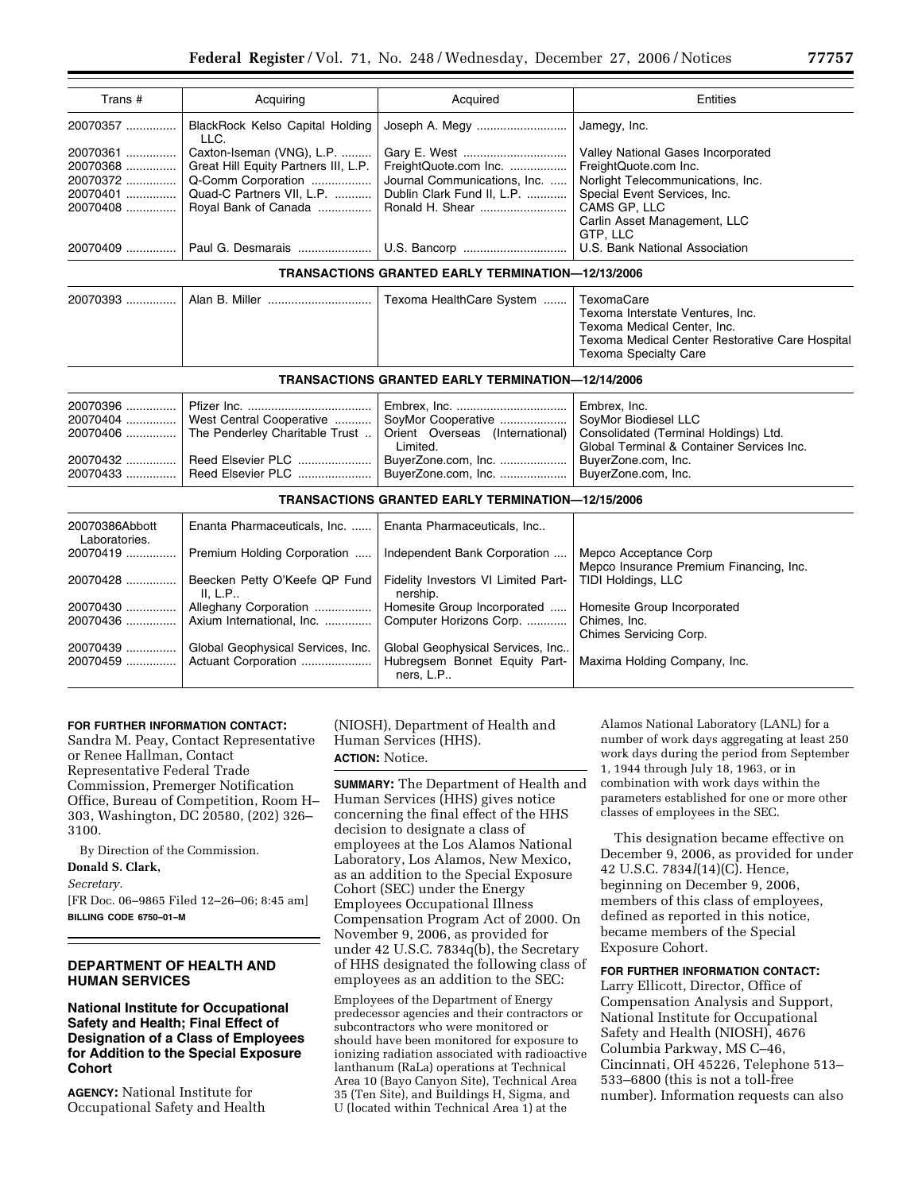| Trans # | Acquiring | Acquired | Entities |
|---|---|---|---|
| 20070357 | BlackRock Kelso Capital Holding LLC. | Joseph A. Megy | Jamegy, Inc. |
| 20070361 | Caxton-Iseman (VNG), L.P. | Gary E. West | Valley National Gases Incorporated |
| 20070368 | Great Hill Equity Partners III, L.P. | FreightQuote.com Inc. | FreightQuote.com Inc. |
| 20070372 | Q-Comm Corporation | Journal Communications, Inc. | Norlight Telecommunications, Inc. |
| 20070401 | Quad-C Partners VII, L.P. | Dublin Clark Fund II, L.P. | Special Event Services, Inc. |
| 20070408 | Royal Bank of Canada | Ronald H. Shear | CAMS GP, LLC<br>Carlin Asset Management, LLC<br>GTP, LLC |
| 20070409 | Paul G. Desmarais | U.S. Bancorp | U.S. Bank National Association |
| **TRANSACTIONS GRANTED EARLY TERMINATION—12/13/2006** | | | |
| 20070393 | Alan B. Miller | Texoma HealthCare System | TexomaCare<br>Texoma Interstate Ventures, Inc.<br>Texoma Medical Center, Inc.<br>Texoma Medical Center Restorative Care Hospital<br>Texoma Specialty Care |
| **TRANSACTIONS GRANTED EARLY TERMINATION—12/14/2006** | | | |
| 20070396 | Pfizer Inc. | Embrex, Inc. | Embrex, Inc. |
| 20070404 | West Central Cooperative | SoyMor Cooperative | SoyMor Biodiesel LLC |
| 20070406 | The Penderley Charitable Trust | Orient Overseas (International) Limited. | Consolidated (Terminal Holdings) Ltd.<br>Global Terminal & Container Services Inc. |
| 20070432 | Reed Elsevier PLC | BuyerZone.com, Inc. | BuyerZone.com, Inc. |
| 20070433 | Reed Elsevier PLC | BuyerZone.com, Inc. | BuyerZone.com, Inc. |
| **TRANSACTIONS GRANTED EARLY TERMINATION—12/15/2006** | | | |
| 20070386Abbott Laboratories. | Enanta Pharmaceuticals, Inc. | Enanta Pharmaceuticals, Inc.. | |
| 20070419 | Premium Holding Corporation | Independent Bank Corporation | Mepco Acceptance Corp<br>Mepco Insurance Premium Financing, Inc. |
| 20070428 | Beecken Petty O'Keefe QP Fund II, L.P.. | Fidelity Investors VI Limited Partnership. | TIDI Holdings, LLC |
| 20070430 | Alleghany Corporation | Homesite Group Incorporated | Homesite Group Incorporated |
| 20070436 | Axium International, Inc. | Computer Horizons Corp. | Chimes, Inc.<br>Chimes Servicing Corp. |
| 20070439 | Global Geophysical Services, Inc. | Global Geophysical Services, Inc.. | |
| 20070459 | Actuant Corporation | Hubregsem Bonnet Equity Partners, L.P.. | Maxima Holding Company, Inc. |

**FOR FURTHER INFORMATION CONTACT:** Sandra M. Peay, Contact Representative or Renee Hallman, Contact Representative Federal Trade Commission, Premerger Notification Office, Bureau of Competition, Room H–303, Washington, DC 20580, (202) 326–3100.

By Direction of the Commission.

**Donald S. Clark,**

*Secretary.*

[FR Doc. 06–9865 Filed 12–26–06; 8:45 am]

**BILLING CODE 6750–01–M**

## DEPARTMENT OF HEALTH AND HUMAN SERVICES

### National Institute for Occupational Safety and Health; Final Effect of Designation of a Class of Employees for Addition to the Special Exposure Cohort

**AGENCY:** National Institute for Occupational Safety and Health (NIOSH), Department of Health and Human Services (HHS).

**ACTION:** Notice.

**SUMMARY:** The Department of Health and Human Services (HHS) gives notice concerning the final effect of the HHS decision to designate a class of employees at the Los Alamos National Laboratory, Los Alamos, New Mexico, as an addition to the Special Exposure Cohort (SEC) under the Energy Employees Occupational Illness Compensation Program Act of 2000. On November 9, 2006, as provided for under 42 U.S.C. 7834q(b), the Secretary of HHS designated the following class of employees as an addition to the SEC:

Employees of the Department of Energy predecessor agencies and their contractors or subcontractors who were monitored or should have been monitored for exposure to ionizing radiation associated with radioactive lanthanum (RaLa) operations at Technical Area 10 (Bayo Canyon Site), Technical Area 35 (Ten Site), and Buildings H, Sigma, and U (located within Technical Area 1) at the Alamos National Laboratory (LANL) for a number of work days aggregating at least 250 work days during the period from September 1, 1944 through July 18, 1963, or in combination with work days within the parameters established for one or more other classes of employees in the SEC.

This designation became effective on December 9, 2006, as provided for under 42 U.S.C. 7834*l*(14)(C). Hence, beginning on December 9, 2006, members of this class of employees, defined as reported in this notice, became members of the Special Exposure Cohort.

**FOR FURTHER INFORMATION CONTACT:** Larry Ellicott, Director, Office of Compensation Analysis and Support, National Institute for Occupational Safety and Health (NIOSH), 4676 Columbia Parkway, MS C–46, Cincinnati, OH 45226, Telephone 513–533–6800 (this is not a toll-free number). Information requests can also